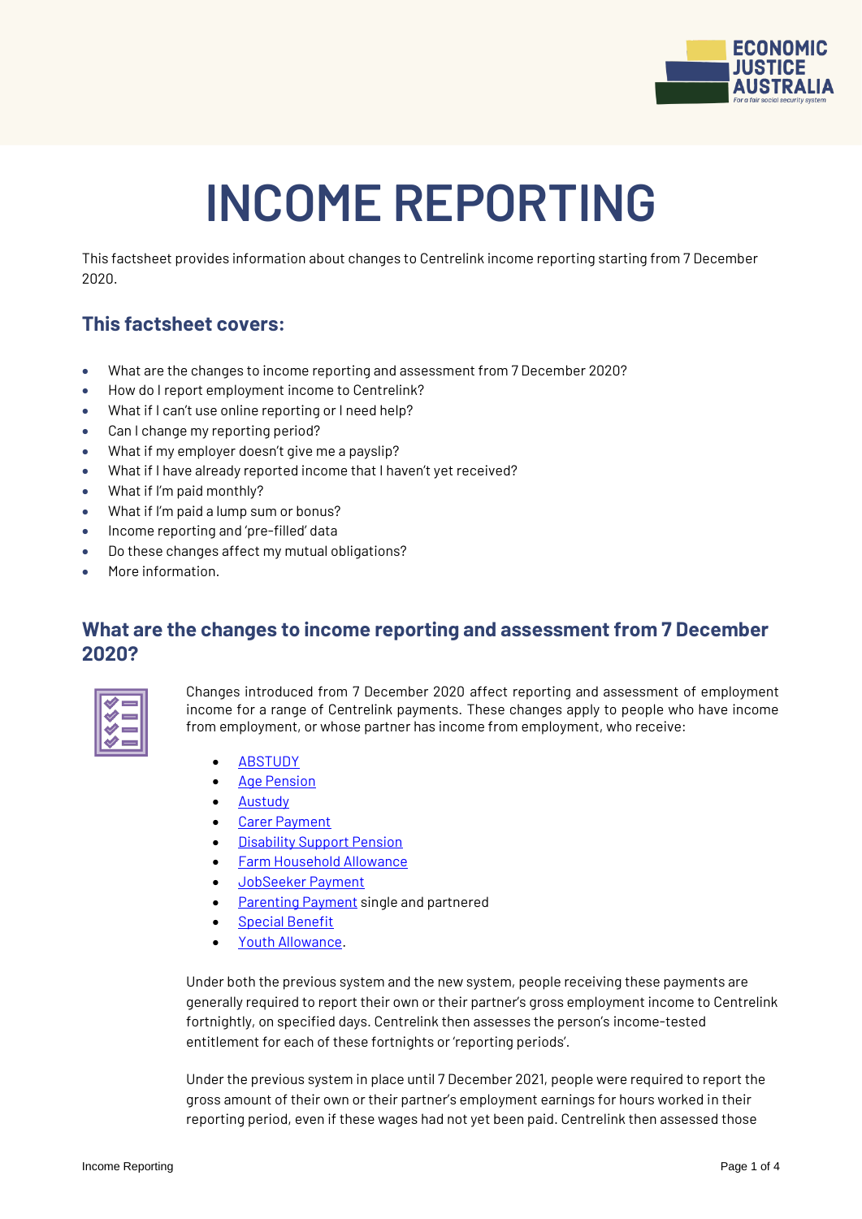# INCOME REPORTING

This factsheet provides information about changes to Centrelink income reporting starting from 7 December 2020.

## This factsheet covers:

- What are the changes to income reporting and assessment from 7 December 2020?
- How do I report employment income to Centrelink?
- What if I can't use online reporting or I need help?
- Can I change my reporting period?
- What if my employer doesn't give me a payslip?
- What if I have already reported income that I haven't yet received?
- What if I'm paid monthly?
- What if I'm paid a lump sum or bonus?
- Income reporting and 'pre-filled' data
- Do these changes affect my mutual obligations?
- More information.

## What are the changes to income reporting and assessment from 7 December 2020?

Changes introduced from 7 December 2020 affect reporting and assessment of employment income for a range of Centrelink payments. These changes apply to people who have income from employment, or whose partner has income from employment, who receive:

- ABSTUDY
- Age Pension
- Austudy
- Carer Payment
- Disability Support Pension
- Farm Household Allowance
- JobSeeker Payment
- Parenting Payment single and partnered
- Special Benefit
- Youth Allowance.

Under both the previous system and the new system, people receiving these payments are generally required to report their own or their partner's gross employment income to Centrelink fortnightly, on specified days. Centrelink then assesses the person's income-tested entitlement for each of these fortnights or 'reporting periods'.

Under the previous system in place until 7 December 2021, people were required to report the gross amount of their own or their partner's employment earnings for hours worked in their reporting period, even if these wages had not yet been paid. Centrelink then assessed those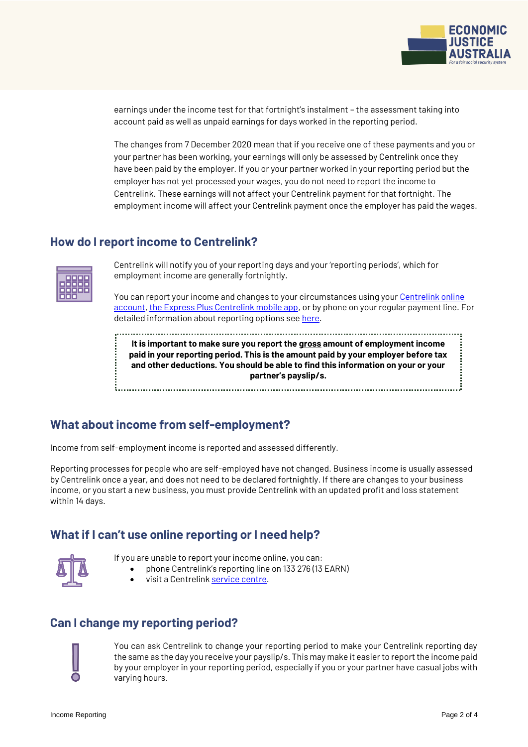earnings under the income test for that fortnight's instalment – the assessment taking into account paid as well as unpaid earnings for days worked in the reporting period.

The changes from 7 December 2020 mean that if you receive one of these payments and you or your partner has been working, your earnings will only be assessed by Centrelink once they have been paid by the employer. If you or your partner worked in your reporting period but the employer has not yet processed your wages, you do not need to report the income to Centrelink. These earnings will not affect your Centrelink payment for that fortnight. The employment income will affect your Centrelink payment once the employer has paid the wages.

## How do I report income to Centrelink?

Centrelink will notify you of your reporting days and your 'reporting periods', which for employment income are generally fortnightly.

You can report your income and changes to your circumstances using your Centrelink online account, the Express Plus Centrelink mobile app, or by phone on your regular payment line. For detailed information about reporting options see here.

**It is important to make sure you report the gross amount of employment income paid in your reporting period. This is the amount paid by your employer before tax and other deductions. You should be able to find this information on your or your partner's payslip/s.**

## What about income from self-employment?

Income from self-employment income is reported and assessed differently.

Reporting processes for people who are self-employed have not changed. Business income is usually assessed by Centrelink once a year, and does not need to be declared fortnightly. If there are changes to your business income, or you start a new business, you must provide Centrelink with an updated profit and loss statement within 14 days.

## What if I can't use online reporting or I need help?

If you are unable to report your income online, you can:

- phone Centrelink's reporting line on 133 276 (13 EARN)
- visit a Centrelink service centre.

## Can I change my reporting period?

You can ask Centrelink to change your reporting period to make your Centrelink reporting day the same as the day you receive your payslip/s. This may make it easier to report the income paid by your employer in your reporting period, especially if you or your partner have casual jobs with varying hours.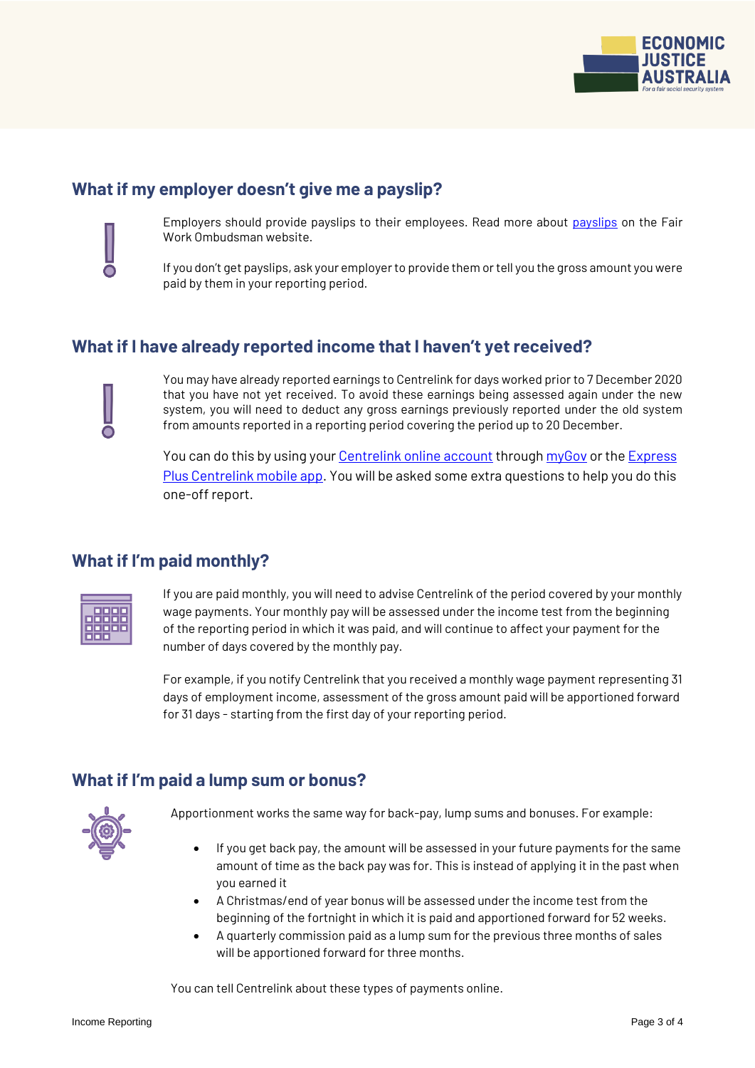## What if my employer doesn't give me a payslip?

Employers should provide payslips to their employees. Read more about [payslips](payslips) on the Fair Work Ombudsman website.

If you don't get payslips, ask your employer to provide them or tell you the gross amount you were paid by them in your reporting period.

## What if I have already reported income that I haven't yet received?

You may have already reported earnings to Centrelink for days worked prior to 7 December 2020 that you have not yet received. To avoid these earnings being assessed again under the new system, you will need to deduct any gross earnings previously reported under the old system from amounts reported in a reporting period covering the period up to 20 December.

You can do this by using your [Centrelink online account](Centrelink online account) through [myGov](myGov) or the [Express Plus Centrelink mobile app](Express Plus Centrelink mobile app). You will be asked some extra questions to help you do this one-off report.

## What if I'm paid monthly?

If you are paid monthly, you will need to advise Centrelink of the period covered by your monthly wage payments. Your monthly pay will be assessed under the income test from the beginning of the reporting period in which it was paid, and will continue to affect your payment for the number of days covered by the monthly pay.

For example, if you notify Centrelink that you received a monthly wage payment representing 31 days of employment income, assessment of the gross amount paid will be apportioned forward for 31 days - starting from the first day of your reporting period.

## What if I'm paid a lump sum or bonus?

Apportionment works the same way for back-pay, lump sums and bonuses. For example:

- If you get back pay, the amount will be assessed in your future payments for the same amount of time as the back pay was for. This is instead of applying it in the past when you earned it
- A Christmas/end of year bonus will be assessed under the income test from the beginning of the fortnight in which it is paid and apportioned forward for 52 weeks.
- A quarterly commission paid as a lump sum for the previous three months of sales will be apportioned forward for three months.

You can tell Centrelink about these types of payments online.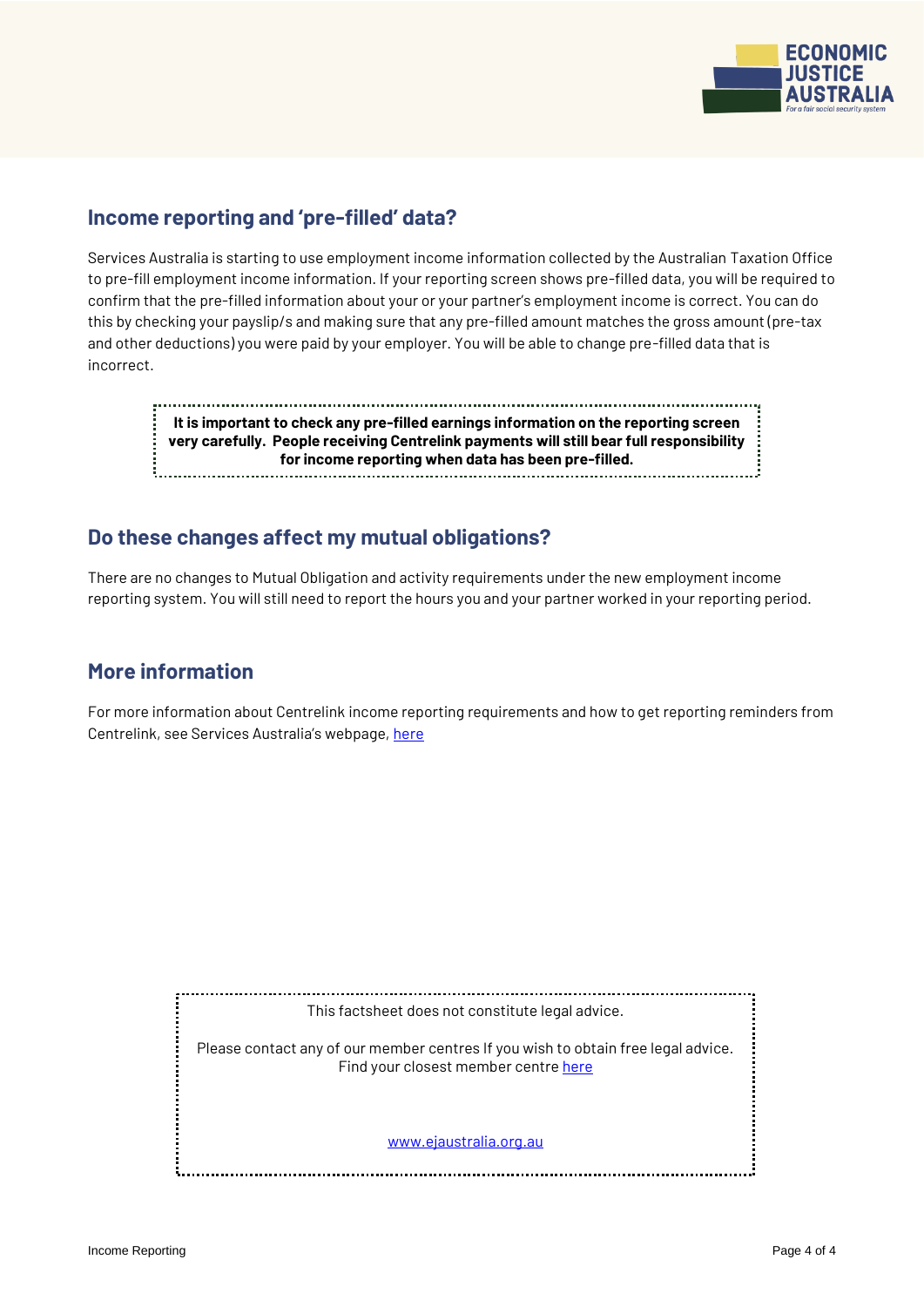## Income reporting and 'pre-filled' data?

Services Australia is starting to use employment income information collected by the Australian Taxation Office to pre-fill employment income information. If your reporting screen shows pre-filled data, you will be required to confirm that the pre-filled information about your or your partner's employment income is correct. You can do this by checking your payslip/s and making sure that any pre-filled amount matches the gross amount (pre-tax and other deductions) you were paid by your employer. You will be able to change pre-filled data that is incorrect.

**It is important to check any pre-filled earnings information on the reporting screen very carefully. People receiving Centrelink payments will still bear full responsibility for income reporting when data has been pre-filled.**

## Do these changes affect my mutual obligations?

There are no changes to Mutual Obligation and activity requirements under the new employment income reporting system. You will still need to report the hours you and your partner worked in your reporting period.

## More information

For more information about Centrelink income reporting requirements and how to get reporting reminders from Centrelink, see Services Australia's webpage, here

This factsheet does not constitute legal advice.

Please contact any of our member centres If you wish to obtain free legal advice. Find your closest member centre here

www.ejaustralia.org.au